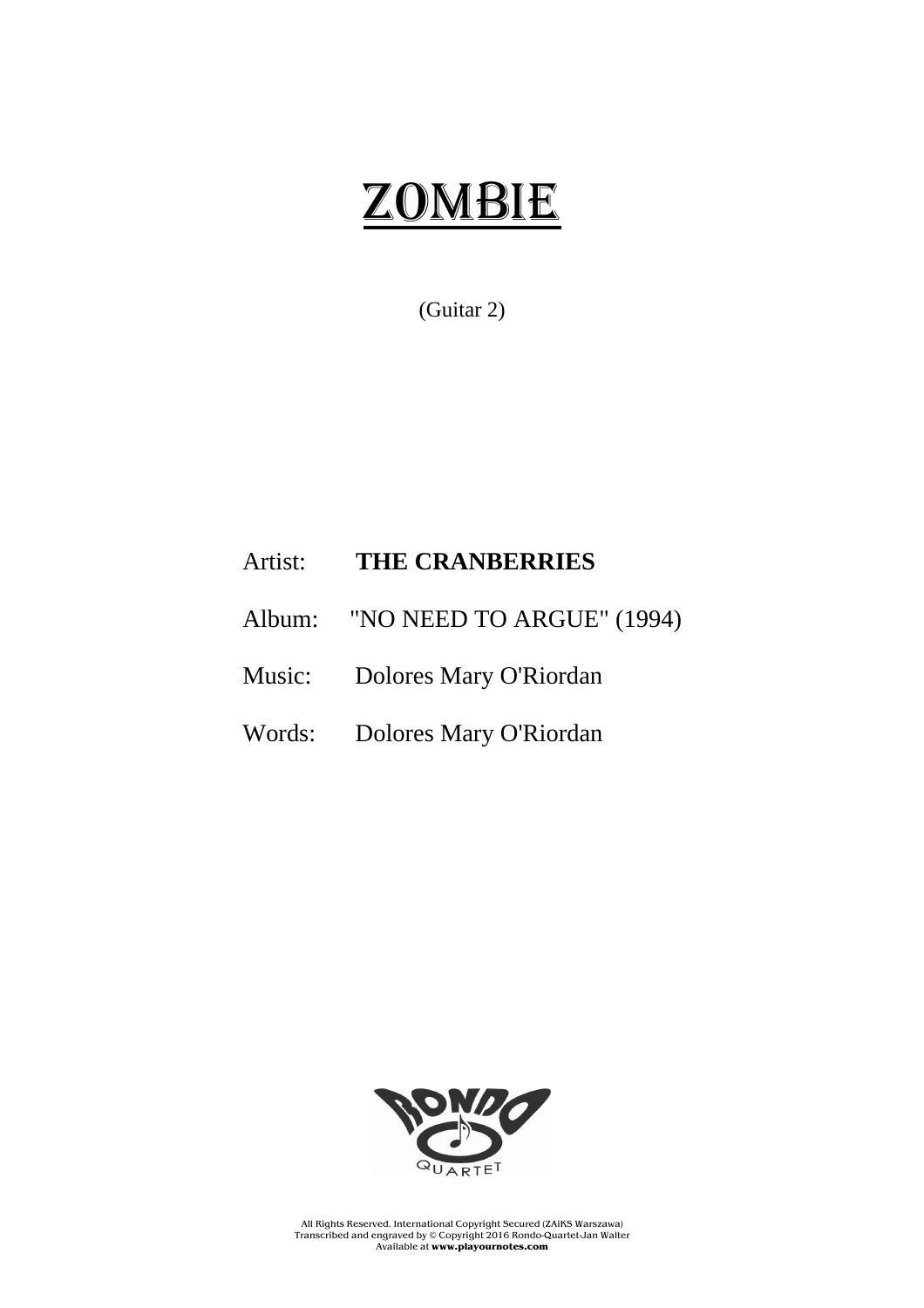# ZOMBIE

(Guitar 2)

Artist: **THE CRANBERRIES**

Album: "NO NEED TO ARGUE" (1994)

Music: Dolores Mary O'Riordan

Words: Dolores Mary O'Riordan

All Rights Reserved. International Copyright Secured (ZAiKS Warszawa)
Transcribed and engraved by © Copyright 2016 Rondo-Quartet-Jan Walter
Available at **www.playournotes.com**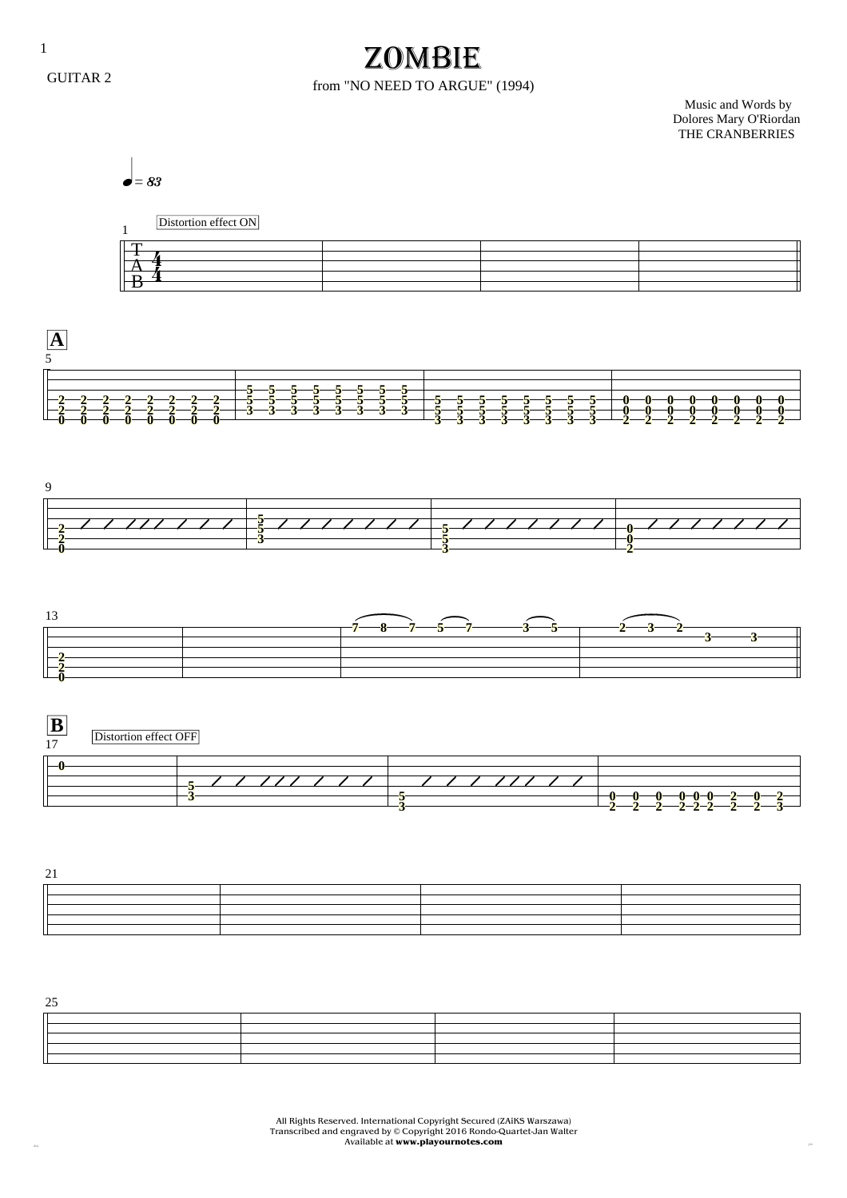GUITAR 2

# ZOMBIE

from "NO NEED TO ARGUE" (1994)

Music and Words by
Dolores Mary O'Riordan
THE CRANBERRIES

♩ = 83

Distortion effect ON

A

B

Distortion effect OFF

All Rights Reserved. International Copyright Secured (ZAiKS Warszawa)
Transcribed and engraved by © Copyright 2016 Rondo-Quartet-Jan Walter
Available at **www.playournotes.com**